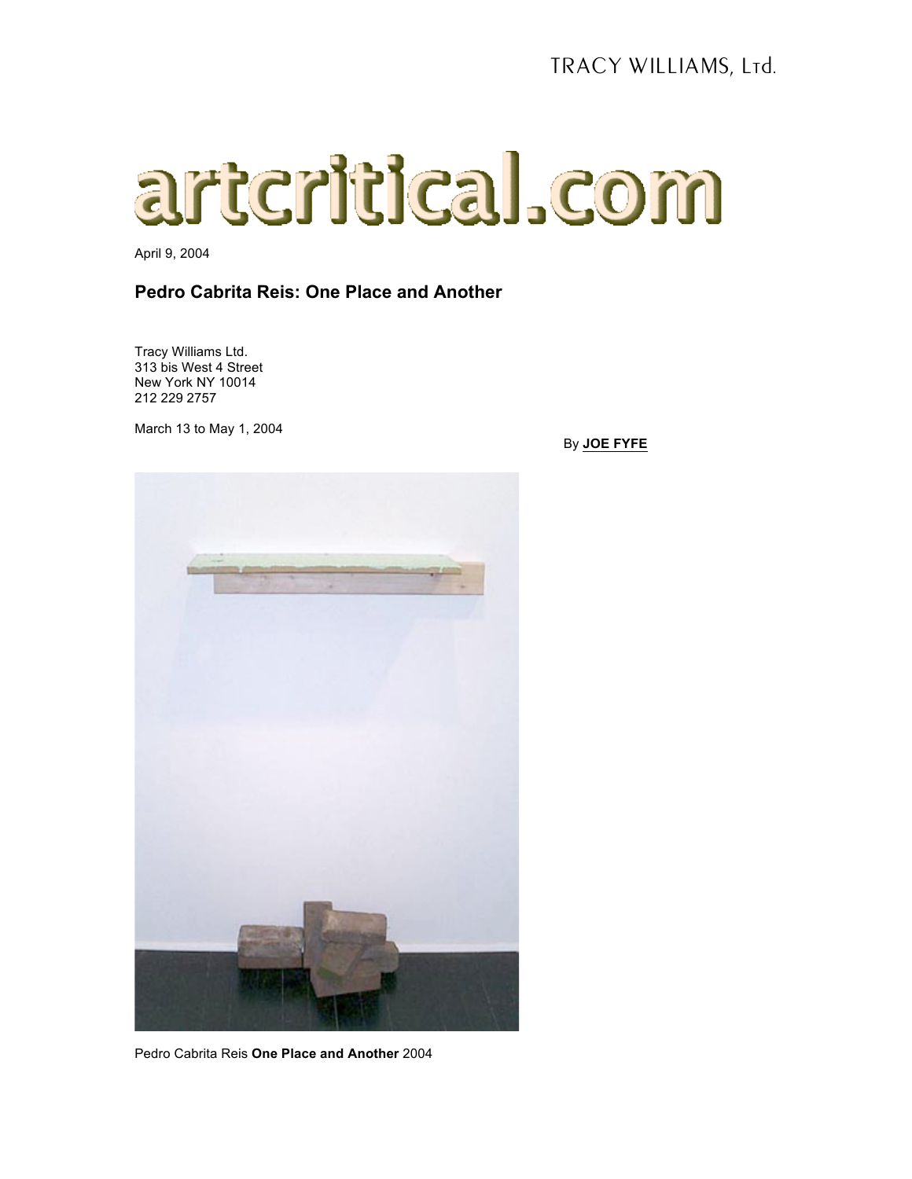TRACY WILLIAMS, Ltd.

artcritical.com

April 9, 2004

## Pedro Cabrita Reis: One Place and Another

Tracy Williams Ltd.
313 bis West 4 Street
New York NY 10014
212 229 2757

March 13 to May 1, 2004

By **JOE FYFE**

Pedro Cabrita Reis **One Place and Another** 2004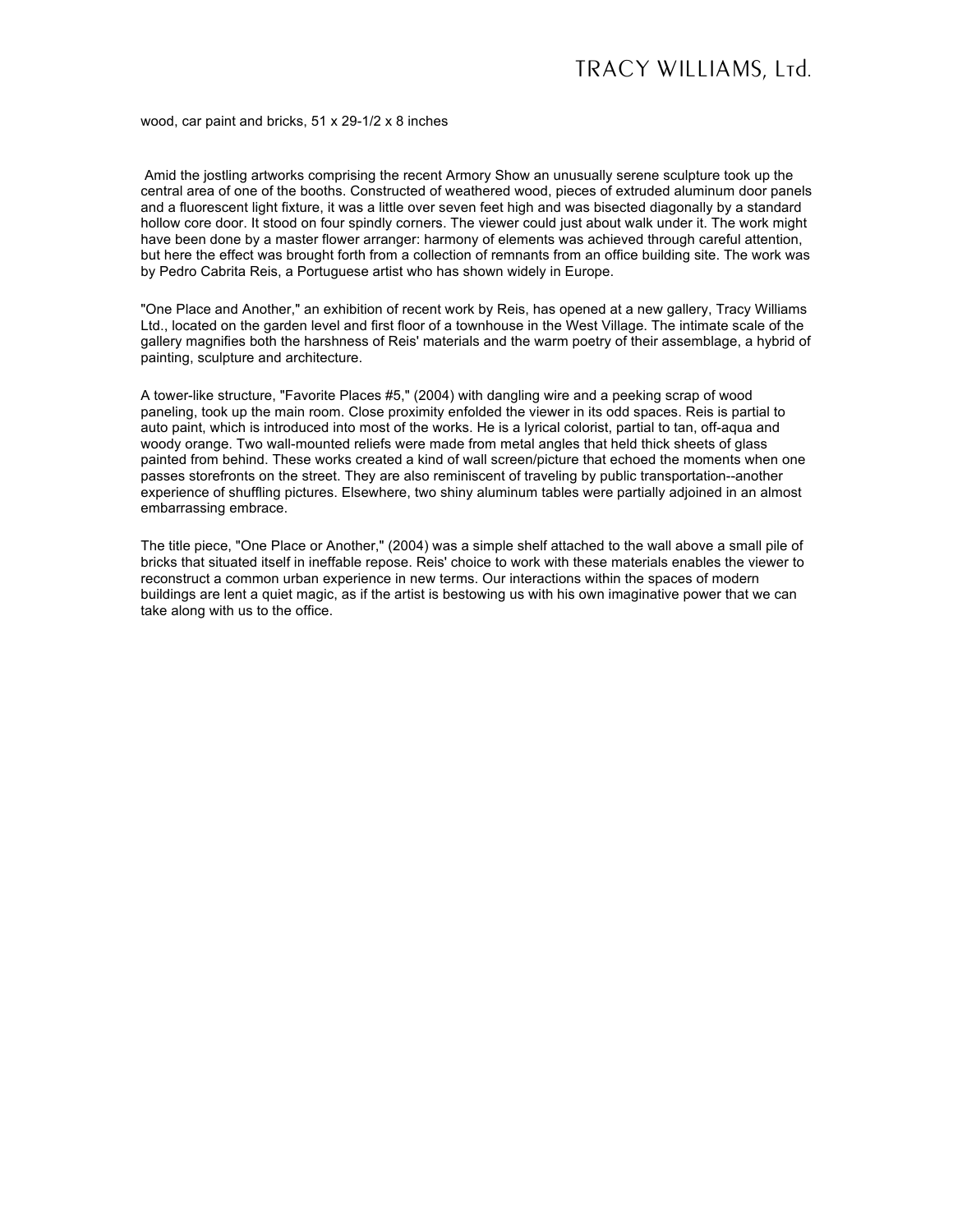wood, car paint and bricks, 51 x 29-1/2 x 8 inches

Amid the jostling artworks comprising the recent Armory Show an unusually serene sculpture took up the central area of one of the booths. Constructed of weathered wood, pieces of extruded aluminum door panels and a fluorescent light fixture, it was a little over seven feet high and was bisected diagonally by a standard hollow core door. It stood on four spindly corners. The viewer could just about walk under it. The work might have been done by a master flower arranger: harmony of elements was achieved through careful attention, but here the effect was brought forth from a collection of remnants from an office building site. The work was by Pedro Cabrita Reis, a Portuguese artist who has shown widely in Europe.

"One Place and Another," an exhibition of recent work by Reis, has opened at a new gallery, Tracy Williams Ltd., located on the garden level and first floor of a townhouse in the West Village. The intimate scale of the gallery magnifies both the harshness of Reis' materials and the warm poetry of their assemblage, a hybrid of painting, sculpture and architecture.

A tower-like structure, "Favorite Places #5," (2004) with dangling wire and a peeking scrap of wood paneling, took up the main room. Close proximity enfolded the viewer in its odd spaces. Reis is partial to auto paint, which is introduced into most of the works. He is a lyrical colorist, partial to tan, off-aqua and woody orange. Two wall-mounted reliefs were made from metal angles that held thick sheets of glass painted from behind. These works created a kind of wall screen/picture that echoed the moments when one passes storefronts on the street. They are also reminiscent of traveling by public transportation--another experience of shuffling pictures. Elsewhere, two shiny aluminum tables were partially adjoined in an almost embarrassing embrace.

The title piece, "One Place or Another," (2004) was a simple shelf attached to the wall above a small pile of bricks that situated itself in ineffable repose. Reis' choice to work with these materials enables the viewer to reconstruct a common urban experience in new terms. Our interactions within the spaces of modern buildings are lent a quiet magic, as if the artist is bestowing us with his own imaginative power that we can take along with us to the office.